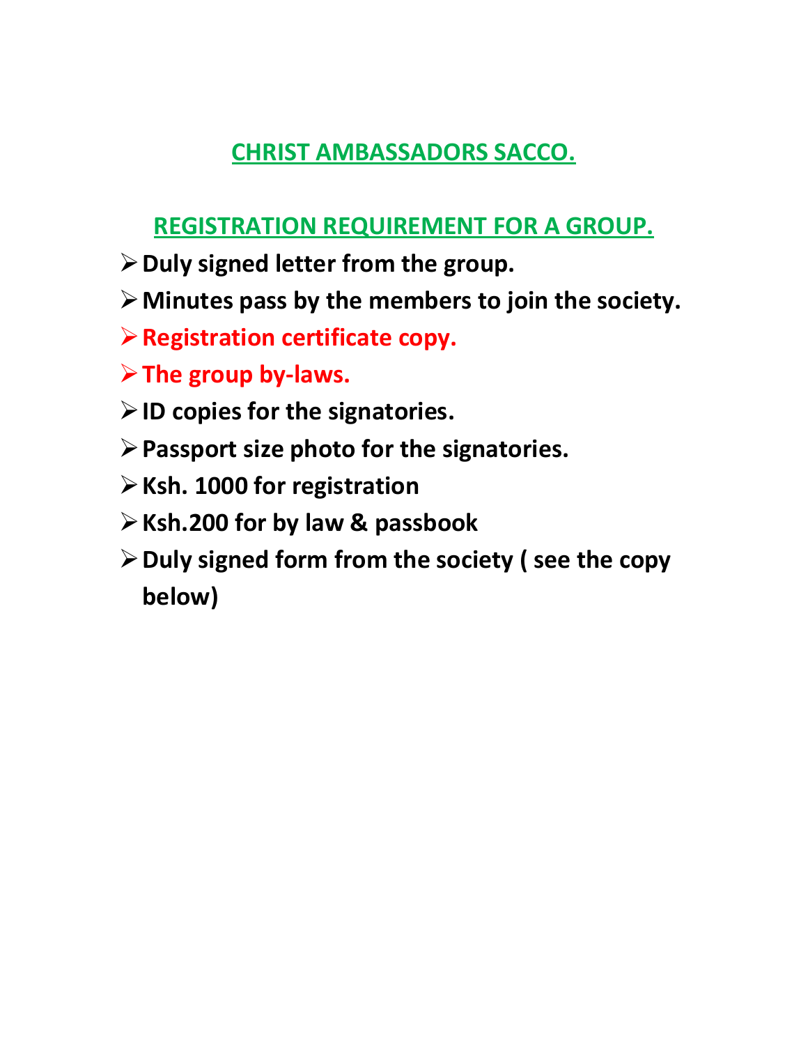## CHRIST AMBASSADORS SACCO.

## REGISTRATION REQUIREMENT FOR A GROUP.

- **Duly signed letter from the group.**
- **Minutes pass by the members to join the society.**
- **Registration certificate copy.**
- **The group by-laws.**
- **ID copies for the signatories.**
- **Passport size photo for the signatories.**
- **Ksh. 1000 for registration**
- **Ksh.200 for by law & passbook**
- **Duly signed form from the society ( see the copy below)**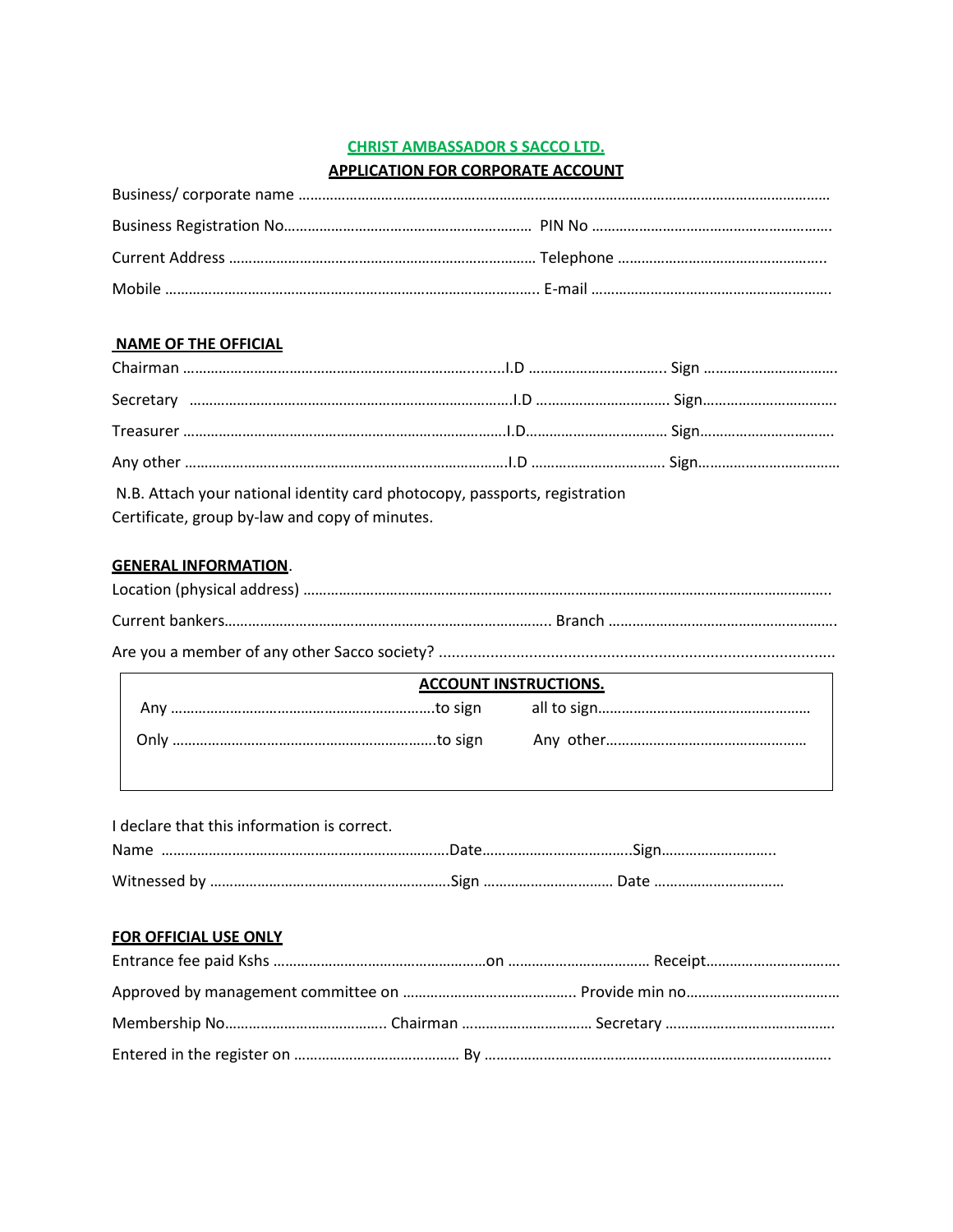**CHRIST AMBASSADOR S SACCO LTD.**

**APPLICATION FOR CORPORATE ACCOUNT**

Business/ corporate name ……………………………………………………………………………………………………………………

Business Registration No……………………………………………………… PIN No ……………………………………………………….

Current Address …………………………………………………………………… Telephone …………………………………………….

Mobile ……………………………………………………………………………………. E-mail …………………………………………………….

**NAME OF THE OFFICIAL**

Chairman ………………………………………………………………………I.D …………………………… Sign ……………………………

Secretary ………………………………………………………………………I.D …………………………… Sign……………………………

Treasurer ………………………………………………………………………I.D……………………………… Sign……………………………

Any other ………………………………………………………………………I.D …………………………… Sign………………………………

N.B. Attach your national identity card photocopy, passports, registration Certificate, group by-law and copy of minutes.

**GENERAL INFORMATION**.

Location (physical address) ……………………………………………………………………………………………………………………

Current bankers……………………………………………………………………… Branch …………………………………………………

Are you a member of any other Sacco society? ……………………………………………………………………………………

**ACCOUNT INSTRUCTIONS.**

Any ……………………………………………………………to sign all to sign………………………………………………

Only ……………………………………………………………to sign Any other……………………………………………

I declare that this information is correct.

Name ……………………………………………………………………Date………………………………..Sign………………………..

Witnessed by …………………………………………………….Sign …………………………… Date ……………………………

**FOR OFFICIAL USE ONLY**

Entrance fee paid Kshs ………………………………………………on ……………………………… Receipt……………………………

Approved by management committee on ……………………………………. Provide min no…………………………………

Membership No…………………………………. Chairman …………………………… Secretary …………………………………….

Entered in the register on …………………………………… By ……………………………………………………………………………